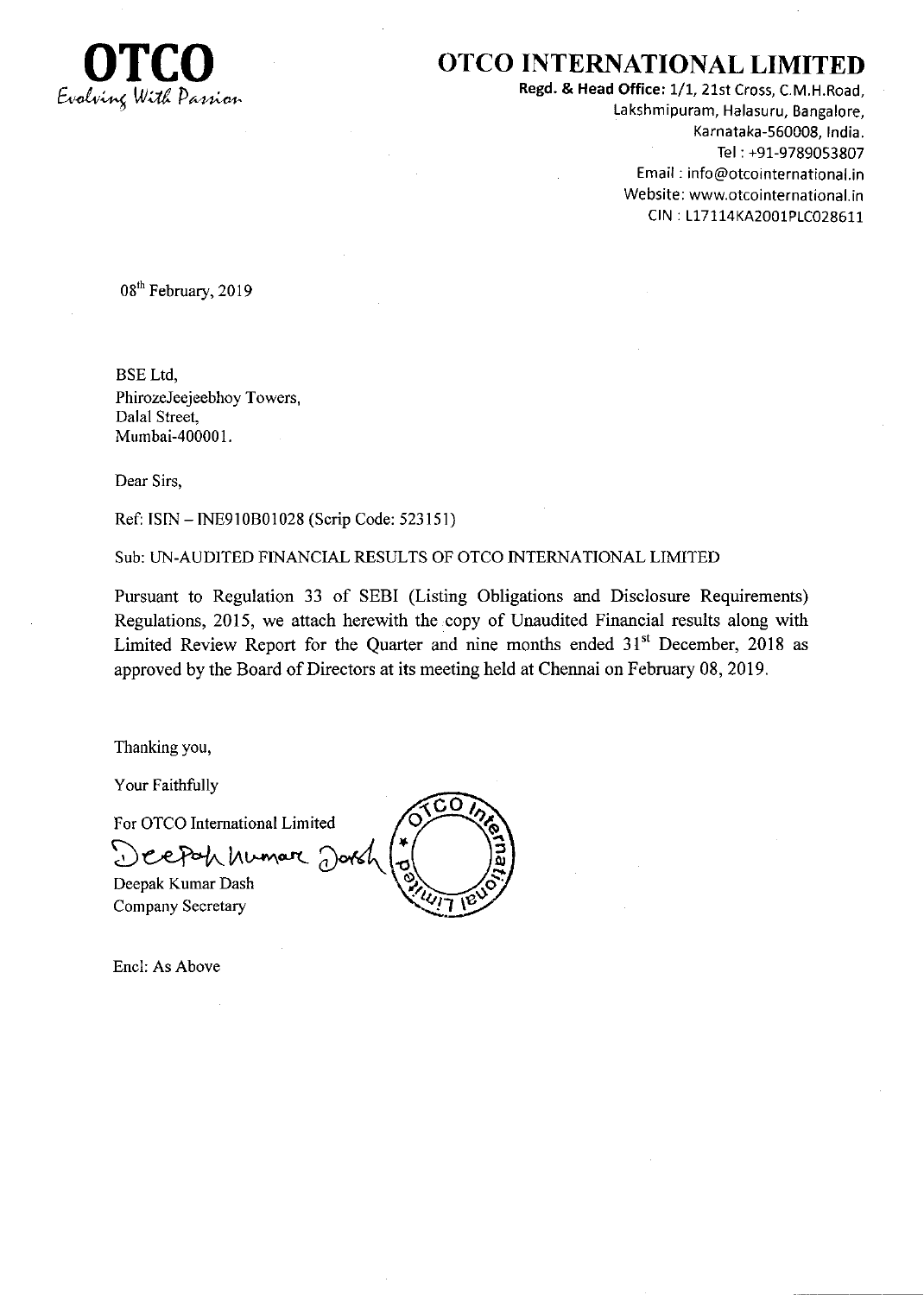**OTCO**
*Evolving With Passion*

# OTCO INTERNATIONAL LIMITED

**Regd. & Head Office:** 1/1, 21st Cross, C.M.H.Road,
Lakshmipuram, Halasuru, Bangalore,
Karnataka-560008, India.
Tel : +91-9789053807
Email : info@otcointernational.in
Website: www.otcointernational.in
CIN : L17114KA2001PLC028611

08th February, 2019

BSE Ltd,
PhirozeJeejeebhoy Towers,
Dalal Street,
Mumbai-400001.

Dear Sirs,

Ref: ISIN – INE910B01028 (Scrip Code: 523151)

Sub: UN-AUDITED FINANCIAL RESULTS OF OTCO INTERNATIONAL LIMITED

Pursuant to Regulation 33 of SEBI (Listing Obligations and Disclosure Requirements) Regulations, 2015, we attach herewith the copy of Unaudited Financial results along with Limited Review Report for the Quarter and nine months ended 31st December, 2018 as approved by the Board of Directors at its meeting held at Chennai on February 08, 2019.

Thanking you,

Your Faithfully

For OTCO International Limited

Deepak Kumar Dash
Company Secretary

Encl: As Above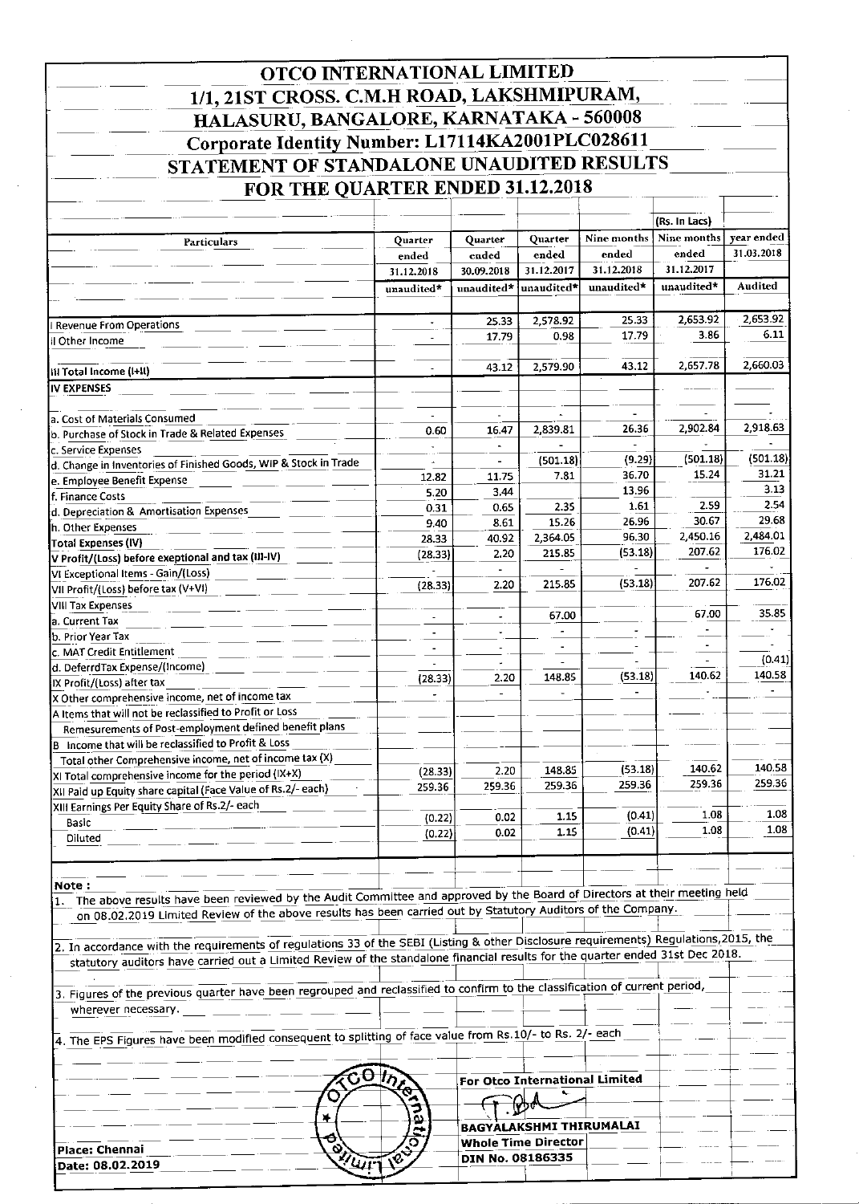# OTCO INTERNATIONAL LIMITED

## 1/1, 21ST CROSS. C.M.H ROAD, LAKSHMIPURAM, HALASURU, BANGALORE, KARNATAKA - 560008

## Corporate Identity Number: L17114KA2001PLC028611

## STATEMENT OF STANDALONE UNAUDITED RESULTS FOR THE QUARTER ENDED 31.12.2018

(Rs. In Lacs)

| Particulars | Quarter ended 31.12.2018 | Quarter ended 30.09.2018 | Quarter ended 31.12.2017 | Nine months ended 31.12.2018 | Nine months ended 31.12.2017 | year ended 31.03.2018 |
|---|---|---|---|---|---|---|
| | unaudited* | unaudited* | unaudited* | unaudited* | unaudited* | Audited |
| I Revenue From Operations | - | 25.33 | 2,578.92 | 25.33 | 2,653.92 | 2,653.92 |
| II Other Income | - | 17.79 | 0.98 | 17.79 | 3.86 | 6.11 |
| III Total Income (I+II) | - | 43.12 | 2,579.90 | 43.12 | 2,657.78 | 2,660.03 |
| IV EXPENSES | | | | | | |
| a. Cost of Materials Consumed | - | - | - | - | - | - |
| b. Purchase of Stock in Trade & Related Expenses | 0.60 | 16.47 | 2,839.81 | 26.36 | 2,902.84 | 2,918.63 |
| c. Service Expenses | - | - | - | - | - | - |
| d. Change in Inventories of Finished Goods, WIP & Stock in Trade | - | - | (501.18) | (9.29) | (501.18) | (501.18) |
| e. Employee Benefit Expense | 12.82 | 11.75 | 7.81 | 36.70 | 15.24 | 31.21 |
| f. Finance Costs | 5.20 | 3.44 | | 13.96 | | 3.13 |
| d. Depreciation & Amortisation Expenses | 0.31 | 0.65 | 2.35 | 1.61 | 2.59 | 2.54 |
| h. Other Expenses | 9.40 | 8.61 | 15.26 | 26.96 | 30.67 | 29.68 |
| Total Expenses (IV) | 28.33 | 40.92 | 2,364.05 | 96.30 | 2,450.16 | 2,484.01 |
| V Profit/(Loss) before exeptional and tax (III-IV) | (28.33) | 2.20 | 215.85 | (53.18) | 207.62 | 176.02 |
| VI Exceptional Items - Gain/(Loss) | - | - | - | - | - | - |
| VII Profit/(Loss) before tax (V+VI) | (28.33) | 2.20 | 215.85 | (53.18) | 207.62 | 176.02 |
| VIII Tax Expenses | | | | | | |
| a. Current Tax | - | - | 67.00 | | 67.00 | 35.85 |
| b. Prior Year Tax | - | - | - | - | - | - |
| c. MAT Credit Entitlement | - | - | - | - | - | - |
| d. DeferrdTax Expense/(Income) | - | - | - | - | - | (0.41) |
| IX Profit/(Loss) after tax | (28.33) | 2.20 | 148.85 | (53.18) | 140.62 | 140.58 |
| X Other comprehensive income, net of income tax | - | - | - | - | - | - |
| A Items that will not be reclassified to Profit or Loss | | | | | | |
| Remesurements of Post-employment defined benefit plans | | | | | | |
| B Income that will be reclassified to Profit & Loss | | | | | | |
| Total other Comprehensive income, net of income tax (X) | | | | | | |
| XI Total comprehensive income for the period (IX+X) | (28.33) | 2.20 | 148.85 | (53.18) | 140.62 | 140.58 |
| XII Paid up Equity share capital (Face Value of Rs.2/- each) | 259.36 | 259.36 | 259.36 | 259.36 | 259.36 | 259.36 |
| XIII Earnings Per Equity Share of Rs.2/- each | | | | | | |
| Basic | (0.22) | 0.02 | 1.15 | (0.41) | 1.08 | 1.08 |
| Diluted | (0.22) | 0.02 | 1.15 | (0.41) | 1.08 | 1.08 |

**Note :**

1. The above results have been reviewed by the Audit Committee and approved by the Board of Directors at their meeting held on 08.02.2019 Limited Review of the above results has been carried out by Statutory Auditors of the Company.

2. In accordance with the requirements of regulations 33 of the SEBI (Listing & other Disclosure requirements) Regulations,2015, the statutory auditors have carried out a Limited Review of the standalone financial results for the quarter ended 31st Dec 2018.

3. Figures of the previous quarter have been regrouped and reclassified to confirm to the classification of current period, wherever necessary.

4. The EPS Figures have been modified consequent to splitting of face value from Rs.10/- to Rs. 2/- each

For Otco International Limited

BAGYALAKSHMI THIRUMALAI
Whole Time Director
DIN No. 08186335

Place: Chennai
Date: 08.02.2019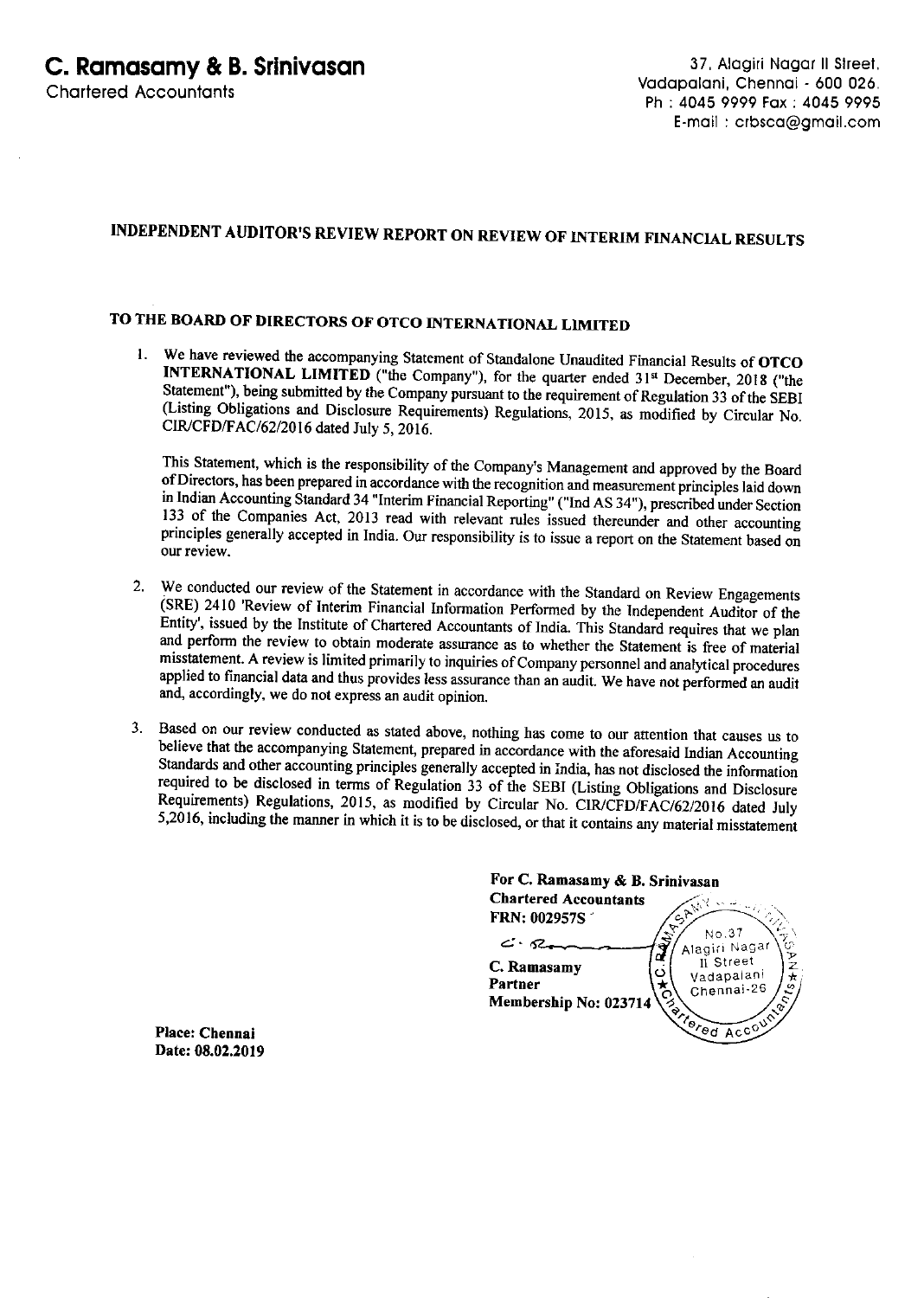# C. Ramasamy & B. Srinivasan

Chartered Accountants

37, Alagiri Nagar II Street,
Vadapalani, Chennai - 600 026.
Ph : 4045 9999 Fax : 4045 9995
E-mail : crbsca@gmail.com

## INDEPENDENT AUDITOR'S REVIEW REPORT ON REVIEW OF INTERIM FINANCIAL RESULTS

### TO THE BOARD OF DIRECTORS OF OTCO INTERNATIONAL LIMITED

1. We have reviewed the accompanying Statement of Standalone Unaudited Financial Results of **OTCO INTERNATIONAL LIMITED** ("the Company"), for the quarter ended 31st December, 2018 ("the Statement"), being submitted by the Company pursuant to the requirement of Regulation 33 of the SEBI (Listing Obligations and Disclosure Requirements) Regulations, 2015, as modified by Circular No. CIR/CFD/FAC/62/2016 dated July 5, 2016.

   This Statement, which is the responsibility of the Company's Management and approved by the Board of Directors, has been prepared in accordance with the recognition and measurement principles laid down in Indian Accounting Standard 34 "Interim Financial Reporting" ("Ind AS 34"), prescribed under Section 133 of the Companies Act, 2013 read with relevant rules issued thereunder and other accounting principles generally accepted in India. Our responsibility is to issue a report on the Statement based on our review.

2. We conducted our review of the Statement in accordance with the Standard on Review Engagements (SRE) 2410 'Review of Interim Financial Information Performed by the Independent Auditor of the Entity', issued by the Institute of Chartered Accountants of India. This Standard requires that we plan and perform the review to obtain moderate assurance as to whether the Statement is free of material misstatement. A review is limited primarily to inquiries of Company personnel and analytical procedures applied to financial data and thus provides less assurance than an audit. We have not performed an audit and, accordingly, we do not express an audit opinion.

3. Based on our review conducted as stated above, nothing has come to our attention that causes us to believe that the accompanying Statement, prepared in accordance with the aforesaid Indian Accounting Standards and other accounting principles generally accepted in India, has not disclosed the information required to be disclosed in terms of Regulation 33 of the SEBI (Listing Obligations and Disclosure Requirements) Regulations, 2015, as modified by Circular No. CIR/CFD/FAC/62/2016 dated July 5,2016, including the manner in which it is to be disclosed, or that it contains any material misstatement

**For C. Ramasamy & B. Srinivasan**
**Chartered Accountants**
**FRN: 002957S**

**C. Ramasamy**
**Partner**
**Membership No: 023714**

**Place: Chennai**
**Date: 08.02.2019**